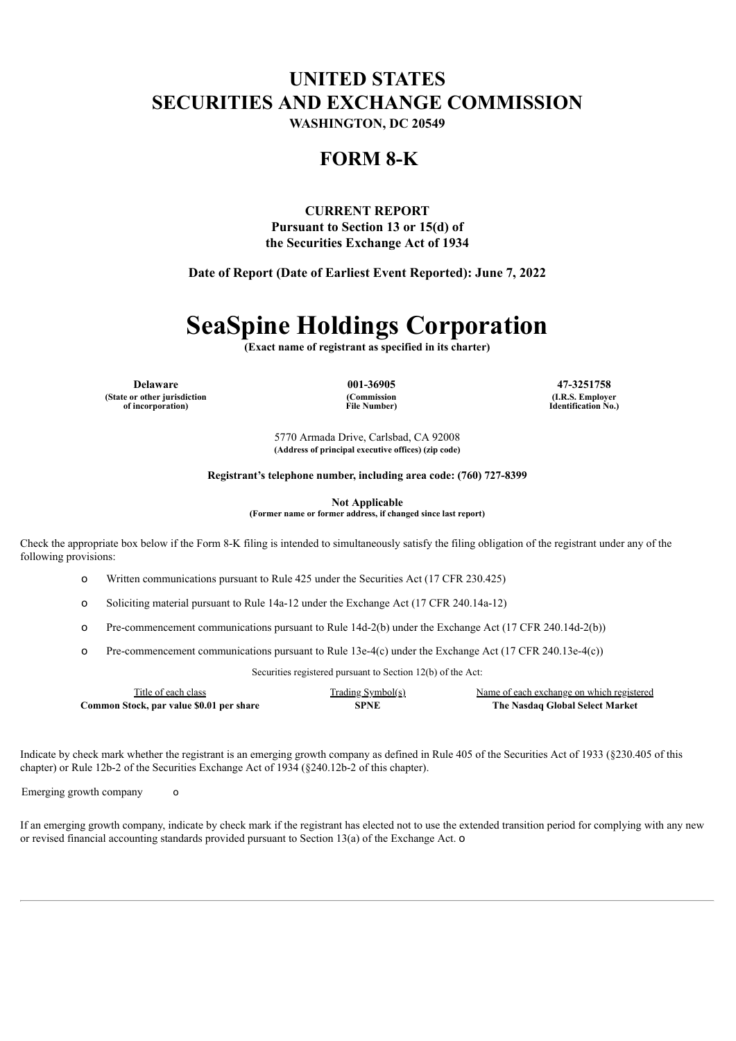# UNITED STATES
# SECURITIES AND EXCHANGE COMMISSION

**WASHINGTON, DC 20549**

## FORM 8-K

**CURRENT REPORT**
**Pursuant to Section 13 or 15(d) of**
**the Securities Exchange Act of 1934**

**Date of Report (Date of Earliest Event Reported): June 7, 2022**

# SeaSpine Holdings Corporation

**(Exact name of registrant as specified in its charter)**

| Delaware | 001-36905 | 47-3251758 |
|---|---|---|
| (State or other jurisdiction of incorporation) | (Commission File Number) | (I.R.S. Employer Identification No.) |

5770 Armada Drive, Carlsbad, CA 92008
**(Address of principal executive offices) (zip code)**

**Registrant's telephone number, including area code: (760) 727-8399**

**Not Applicable**
**(Former name or former address, if changed since last report)**

Check the appropriate box below if the Form 8-K filing is intended to simultaneously satisfy the filing obligation of the registrant under any of the following provisions:

o Written communications pursuant to Rule 425 under the Securities Act (17 CFR 230.425)

o Soliciting material pursuant to Rule 14a-12 under the Exchange Act (17 CFR 240.14a-12)

o Pre-commencement communications pursuant to Rule 14d-2(b) under the Exchange Act (17 CFR 240.14d-2(b))

o Pre-commencement communications pursuant to Rule 13e-4(c) under the Exchange Act (17 CFR 240.13e-4(c))

Securities registered pursuant to Section 12(b) of the Act:

| Title of each class | Trading Symbol(s) | Name of each exchange on which registered |
|---|---|---|
| **Common Stock, par value $0.01 per share** | **SPNE** | **The Nasdaq Global Select Market** |

Indicate by check mark whether the registrant is an emerging growth company as defined in Rule 405 of the Securities Act of 1933 (§230.405 of this chapter) or Rule 12b-2 of the Securities Exchange Act of 1934 (§240.12b-2 of this chapter).

Emerging growth company o

If an emerging growth company, indicate by check mark if the registrant has elected not to use the extended transition period for complying with any new or revised financial accounting standards provided pursuant to Section 13(a) of the Exchange Act. o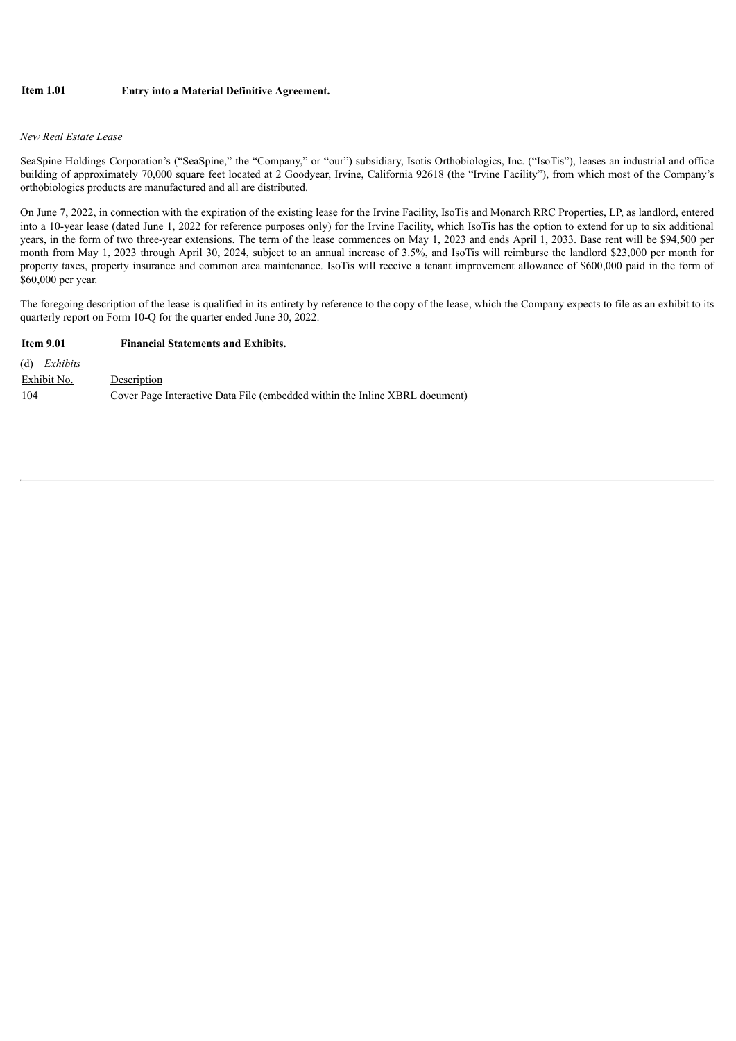**Item 1.01 Entry into a Material Definitive Agreement.**

*New Real Estate Lease*

SeaSpine Holdings Corporation's ("SeaSpine," the "Company," or "our") subsidiary, Isotis Orthobiologics, Inc. ("IsoTis"), leases an industrial and office building of approximately 70,000 square feet located at 2 Goodyear, Irvine, California 92618 (the "Irvine Facility"), from which most of the Company's orthobiologics products are manufactured and all are distributed.

On June 7, 2022, in connection with the expiration of the existing lease for the Irvine Facility, IsoTis and Monarch RRC Properties, LP, as landlord, entered into a 10-year lease (dated June 1, 2022 for reference purposes only) for the Irvine Facility, which IsoTis has the option to extend for up to six additional years, in the form of two three-year extensions. The term of the lease commences on May 1, 2023 and ends April 1, 2033. Base rent will be $94,500 per month from May 1, 2023 through April 30, 2024, subject to an annual increase of 3.5%, and IsoTis will reimburse the landlord $23,000 per month for property taxes, property insurance and common area maintenance. IsoTis will receive a tenant improvement allowance of $600,000 paid in the form of $60,000 per year.

The foregoing description of the lease is qualified in its entirety by reference to the copy of the lease, which the Company expects to file as an exhibit to its quarterly report on Form 10-Q for the quarter ended June 30, 2022.

**Item 9.01 Financial Statements and Exhibits.**

(d) *Exhibits*

| Exhibit No. | Description |
|---|---|
| 104 | Cover Page Interactive Data File (embedded within the Inline XBRL document) |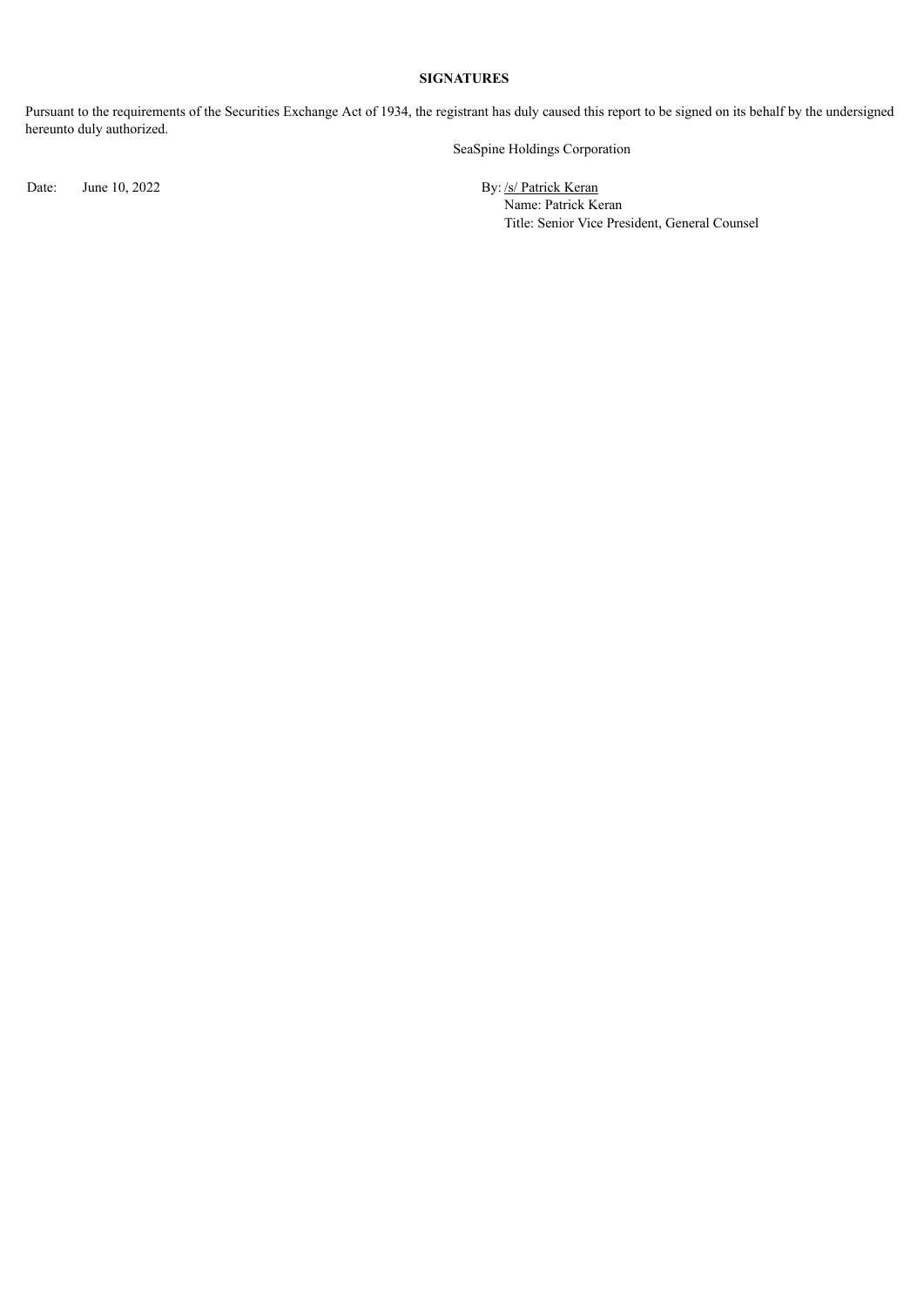**SIGNATURES**

Pursuant to the requirements of the Securities Exchange Act of 1934, the registrant has duly caused this report to be signed on its behalf by the undersigned hereunto duly authorized.

SeaSpine Holdings Corporation

Date: June 10, 2022

By: /s/ Patrick Keran
Name: Patrick Keran
Title: Senior Vice President, General Counsel